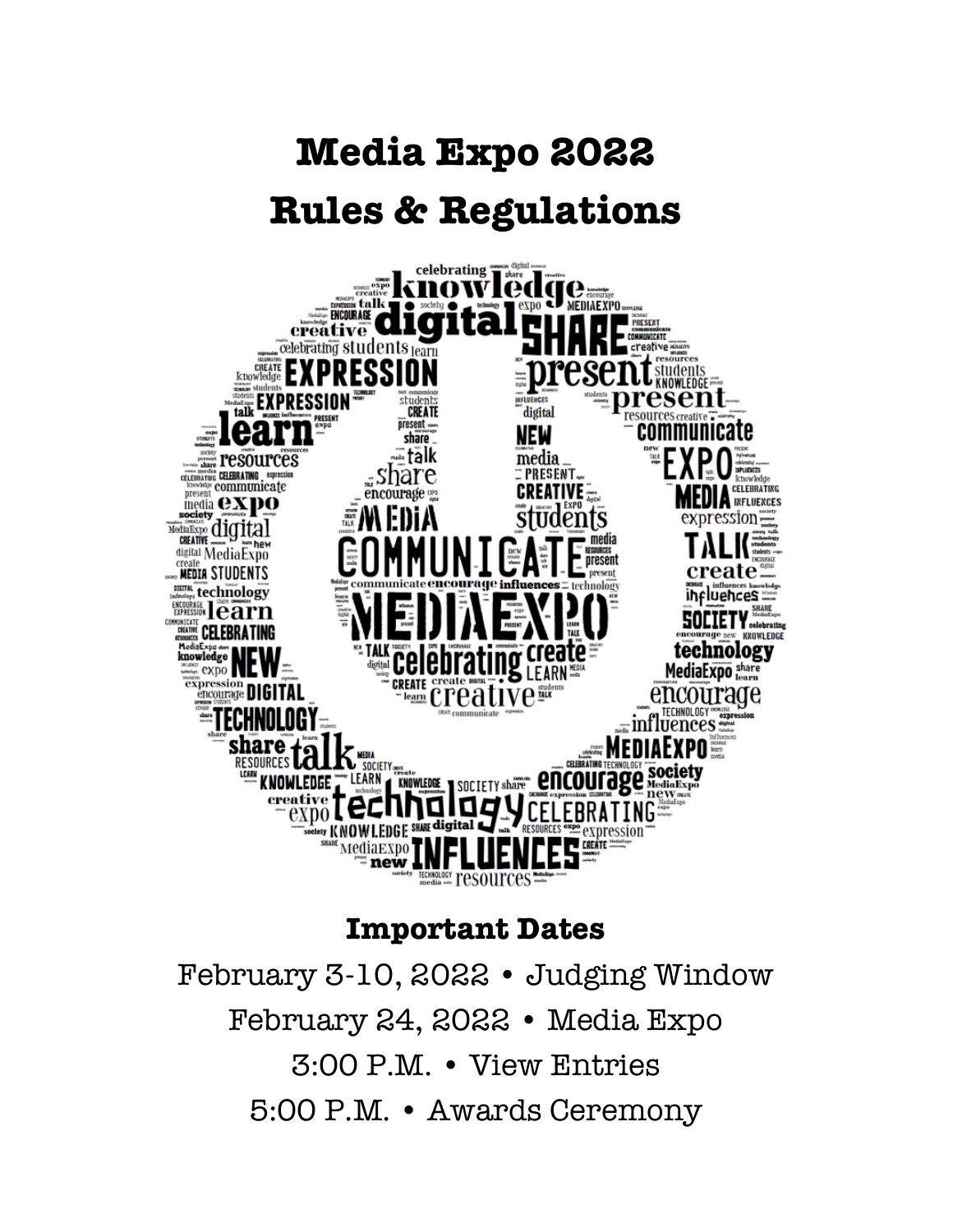# Media Expo 2022
# Rules & Regulations

## Important Dates

February 3-10, 2022 • Judging Window

February 24, 2022 • Media Expo

3:00 P.M. • View Entries

5:00 P.M. • Awards Ceremony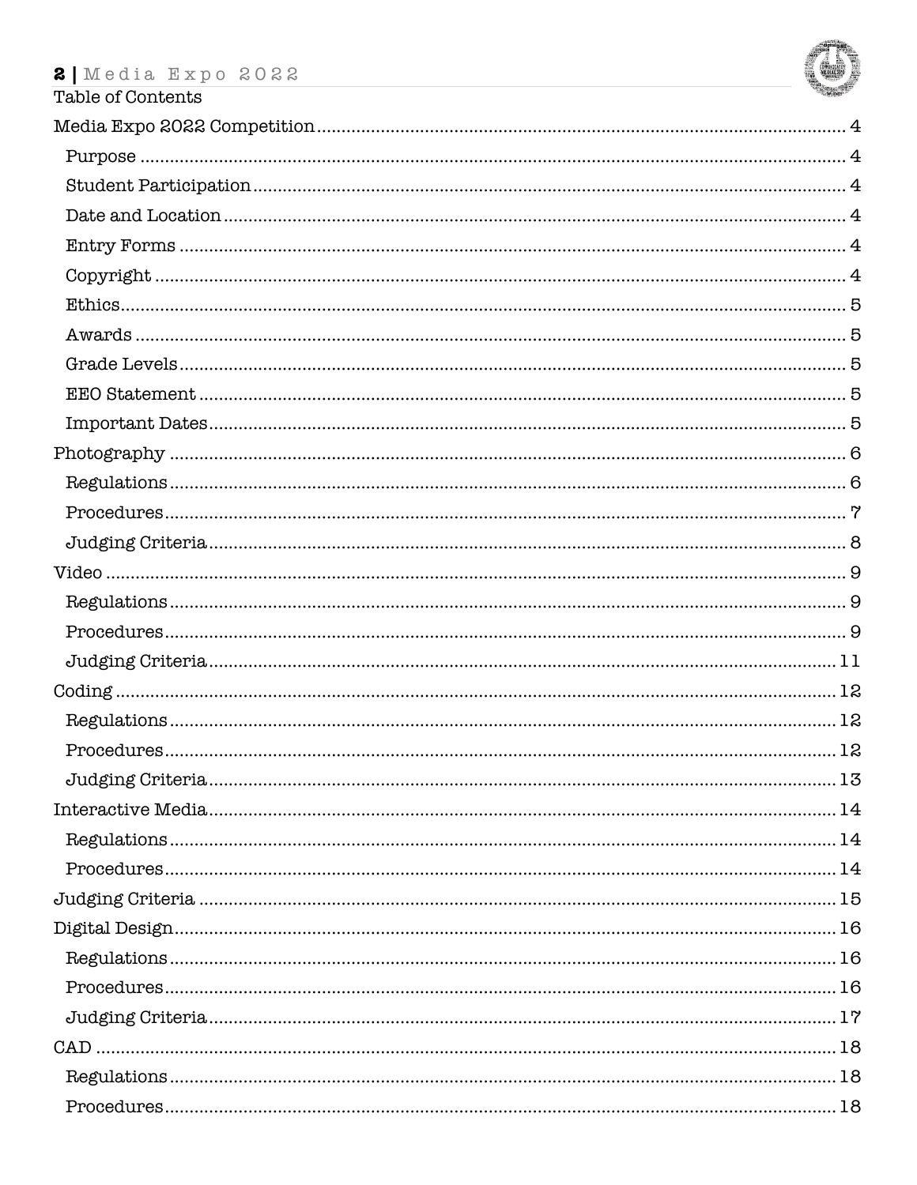Table of Contents

Media Expo 2022 Competition ........ 4
- Purpose ........ 4
- Student Participation ........ 4
- Date and Location ........ 4
- Entry Forms ........ 4
- Copyright ........ 4
- Ethics ........ 5
- Awards ........ 5
- Grade Levels ........ 5
- EEO Statement ........ 5
- Important Dates ........ 5

Photography ........ 6
- Regulations ........ 6
- Procedures ........ 7
- Judging Criteria ........ 8

Video ........ 9
- Regulations ........ 9
- Procedures ........ 9
- Judging Criteria ........ 11

Coding ........ 12
- Regulations ........ 12
- Procedures ........ 12
- Judging Criteria ........ 13

Interactive Media ........ 14
- Regulations ........ 14
- Procedures ........ 14

Judging Criteria ........ 15

Digital Design ........ 16
- Regulations ........ 16
- Procedures ........ 16
- Judging Criteria ........ 17

CAD ........ 18
- Regulations ........ 18
- Procedures ........ 18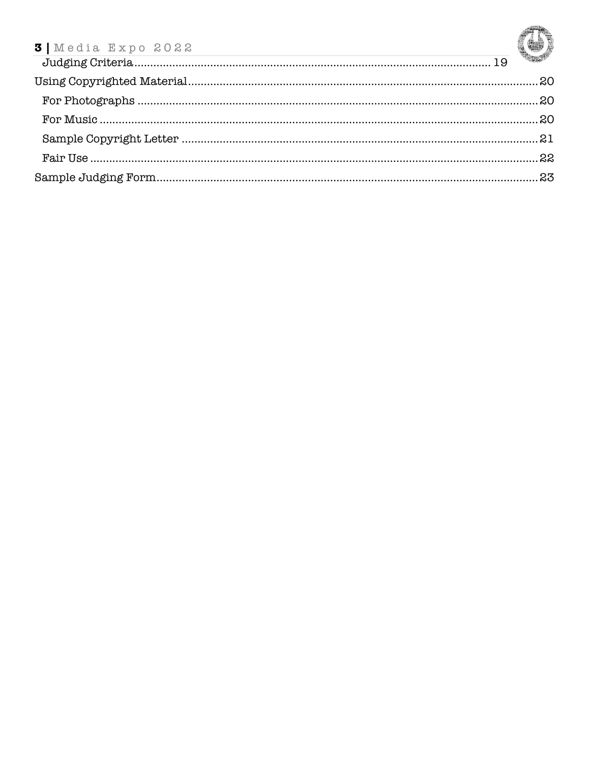Judging Criteria .................................................................................................... 19

Using Copyrighted Material .................................................................................................... 20

For Photographs .................................................................................................... 20

For Music .................................................................................................... 20

Sample Copyright Letter .................................................................................................... 21

Fair Use .................................................................................................... 22

Sample Judging Form .................................................................................................... 23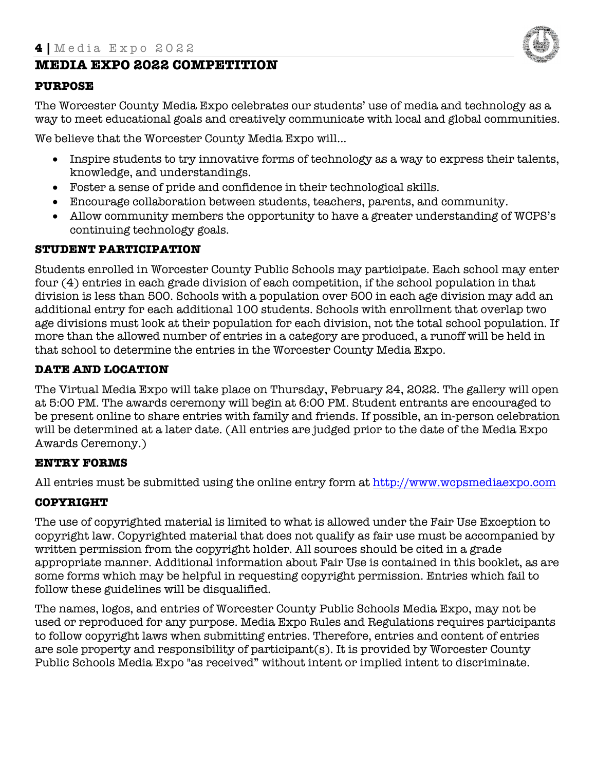# MEDIA EXPO 2022 COMPETITION

## PURPOSE

The Worcester County Media Expo celebrates our students' use of media and technology as a way to meet educational goals and creatively communicate with local and global communities.

We believe that the Worcester County Media Expo will...

- Inspire students to try innovative forms of technology as a way to express their talents, knowledge, and understandings.
- Foster a sense of pride and confidence in their technological skills.
- Encourage collaboration between students, teachers, parents, and community.
- Allow community members the opportunity to have a greater understanding of WCPS's continuing technology goals.

## STUDENT PARTICIPATION

Students enrolled in Worcester County Public Schools may participate. Each school may enter four (4) entries in each grade division of each competition, if the school population in that division is less than 500. Schools with a population over 500 in each age division may add an additional entry for each additional 100 students. Schools with enrollment that overlap two age divisions must look at their population for each division, not the total school population. If more than the allowed number of entries in a category are produced, a runoff will be held in that school to determine the entries in the Worcester County Media Expo.

## DATE AND LOCATION

The Virtual Media Expo will take place on Thursday, February 24, 2022. The gallery will open at 5:00 PM. The awards ceremony will begin at 6:00 PM. Student entrants are encouraged to be present online to share entries with family and friends. If possible, an in-person celebration will be determined at a later date. (All entries are judged prior to the date of the Media Expo Awards Ceremony.)

## ENTRY FORMS

All entries must be submitted using the online entry form at http://www.wcpsmediaexpo.com

## COPYRIGHT

The use of copyrighted material is limited to what is allowed under the Fair Use Exception to copyright law. Copyrighted material that does not qualify as fair use must be accompanied by written permission from the copyright holder. All sources should be cited in a grade appropriate manner. Additional information about Fair Use is contained in this booklet, as are some forms which may be helpful in requesting copyright permission. Entries which fail to follow these guidelines will be disqualified.

The names, logos, and entries of Worcester County Public Schools Media Expo, may not be used or reproduced for any purpose. Media Expo Rules and Regulations requires participants to follow copyright laws when submitting entries. Therefore, entries and content of entries are sole property and responsibility of participant(s). It is provided by Worcester County Public Schools Media Expo "as received" without intent or implied intent to discriminate.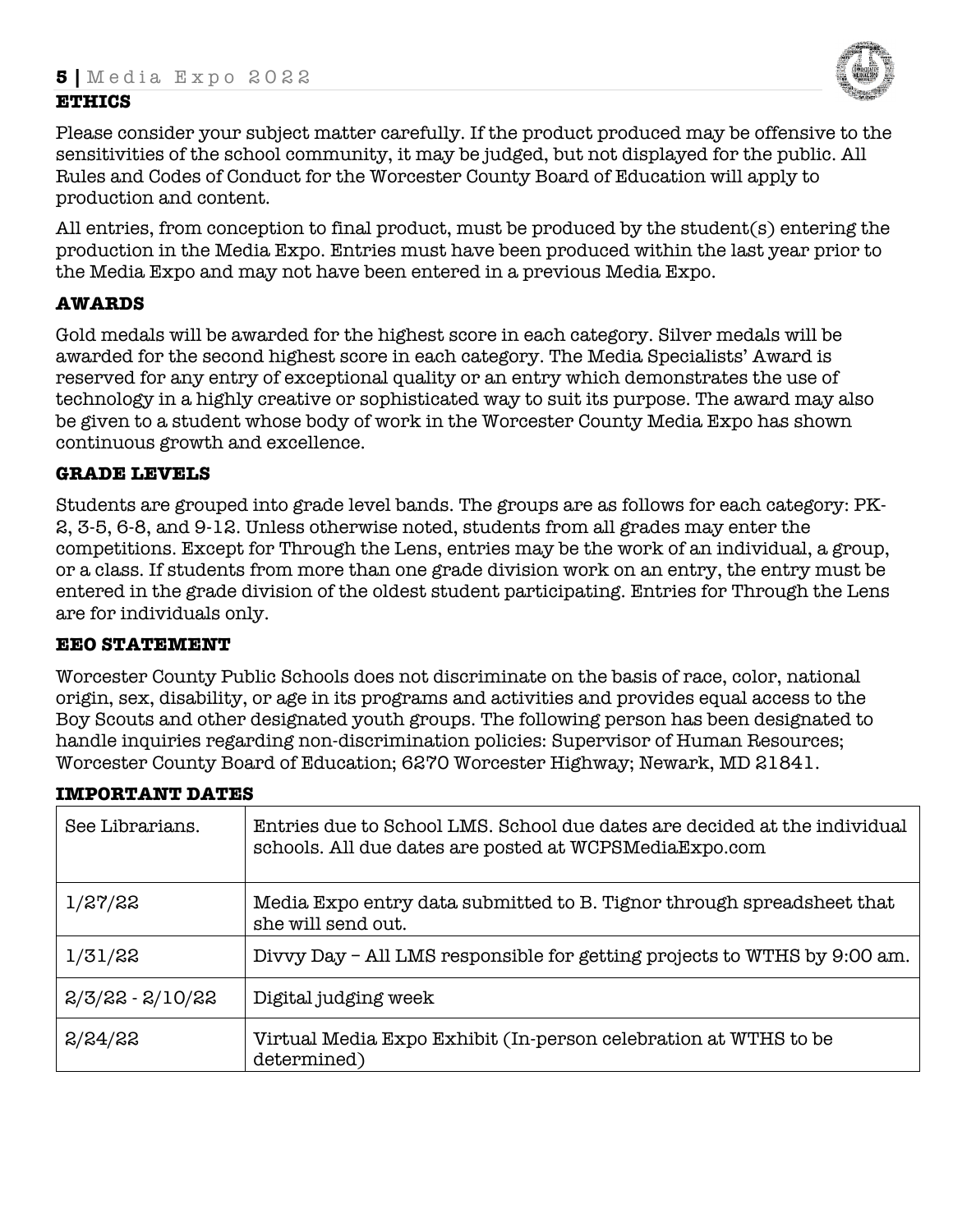## ETHICS

Please consider your subject matter carefully. If the product produced may be offensive to the sensitivities of the school community, it may be judged, but not displayed for the public. All Rules and Codes of Conduct for the Worcester County Board of Education will apply to production and content.

All entries, from conception to final product, must be produced by the student(s) entering the production in the Media Expo. Entries must have been produced within the last year prior to the Media Expo and may not have been entered in a previous Media Expo.

## AWARDS

Gold medals will be awarded for the highest score in each category. Silver medals will be awarded for the second highest score in each category. The Media Specialists' Award is reserved for any entry of exceptional quality or an entry which demonstrates the use of technology in a highly creative or sophisticated way to suit its purpose. The award may also be given to a student whose body of work in the Worcester County Media Expo has shown continuous growth and excellence.

## GRADE LEVELS

Students are grouped into grade level bands. The groups are as follows for each category: PK-2, 3-5, 6-8, and 9-12. Unless otherwise noted, students from all grades may enter the competitions. Except for Through the Lens, entries may be the work of an individual, a group, or a class. If students from more than one grade division work on an entry, the entry must be entered in the grade division of the oldest student participating. Entries for Through the Lens are for individuals only.

## EEO STATEMENT

Worcester County Public Schools does not discriminate on the basis of race, color, national origin, sex, disability, or age in its programs and activities and provides equal access to the Boy Scouts and other designated youth groups. The following person has been designated to handle inquiries regarding non-discrimination policies: Supervisor of Human Resources; Worcester County Board of Education; 6270 Worcester Highway; Newark, MD 21841.

## IMPORTANT DATES

| | |
|---|---|
| See Librarians. | Entries due to School LMS. School due dates are decided at the individual schools. All due dates are posted at WCPSMediaExpo.com |
| 1/27/22 | Media Expo entry data submitted to B. Tignor through spreadsheet that she will send out. |
| 1/31/22 | Divvy Day – All LMS responsible for getting projects to WTHS by 9:00 am. |
| 2/3/22 - 2/10/22 | Digital judging week |
| 2/24/22 | Virtual Media Expo Exhibit (In-person celebration at WTHS to be determined) |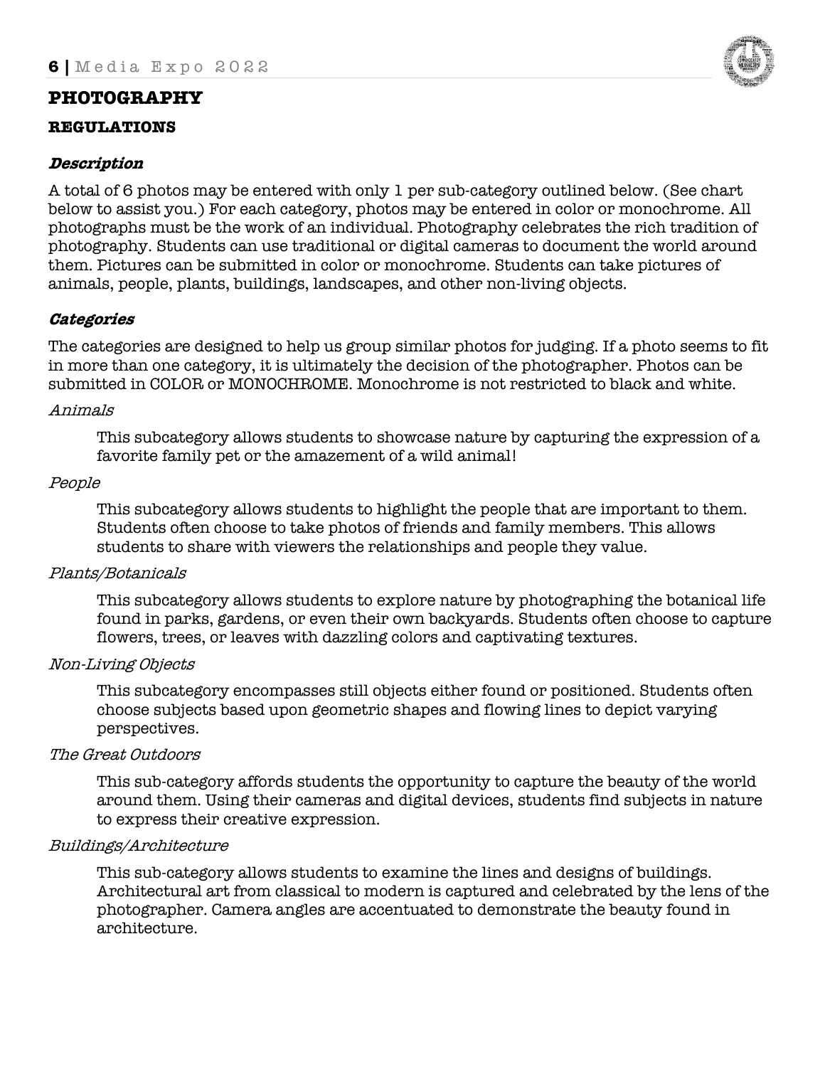# PHOTOGRAPHY

## REGULATIONS

### *Description*

A total of 6 photos may be entered with only 1 per sub-category outlined below. (See chart below to assist you.) For each category, photos may be entered in color or monochrome. All photographs must be the work of an individual. Photography celebrates the rich tradition of photography. Students can use traditional or digital cameras to document the world around them. Pictures can be submitted in color or monochrome. Students can take pictures of animals, people, plants, buildings, landscapes, and other non-living objects.

### *Categories*

The categories are designed to help us group similar photos for judging. If a photo seems to fit in more than one category, it is ultimately the decision of the photographer. Photos can be submitted in COLOR or MONOCHROME. Monochrome is not restricted to black and white.

*Animals*

> This subcategory allows students to showcase nature by capturing the expression of a favorite family pet or the amazement of a wild animal!

*People*

> This subcategory allows students to highlight the people that are important to them. Students often choose to take photos of friends and family members. This allows students to share with viewers the relationships and people they value.

*Plants/Botanicals*

> This subcategory allows students to explore nature by photographing the botanical life found in parks, gardens, or even their own backyards. Students often choose to capture flowers, trees, or leaves with dazzling colors and captivating textures.

*Non-Living Objects*

> This subcategory encompasses still objects either found or positioned. Students often choose subjects based upon geometric shapes and flowing lines to depict varying perspectives.

*The Great Outdoors*

> This sub-category affords students the opportunity to capture the beauty of the world around them. Using their cameras and digital devices, students find subjects in nature to express their creative expression.

*Buildings/Architecture*

> This sub-category allows students to examine the lines and designs of buildings. Architectural art from classical to modern is captured and celebrated by the lens of the photographer. Camera angles are accentuated to demonstrate the beauty found in architecture.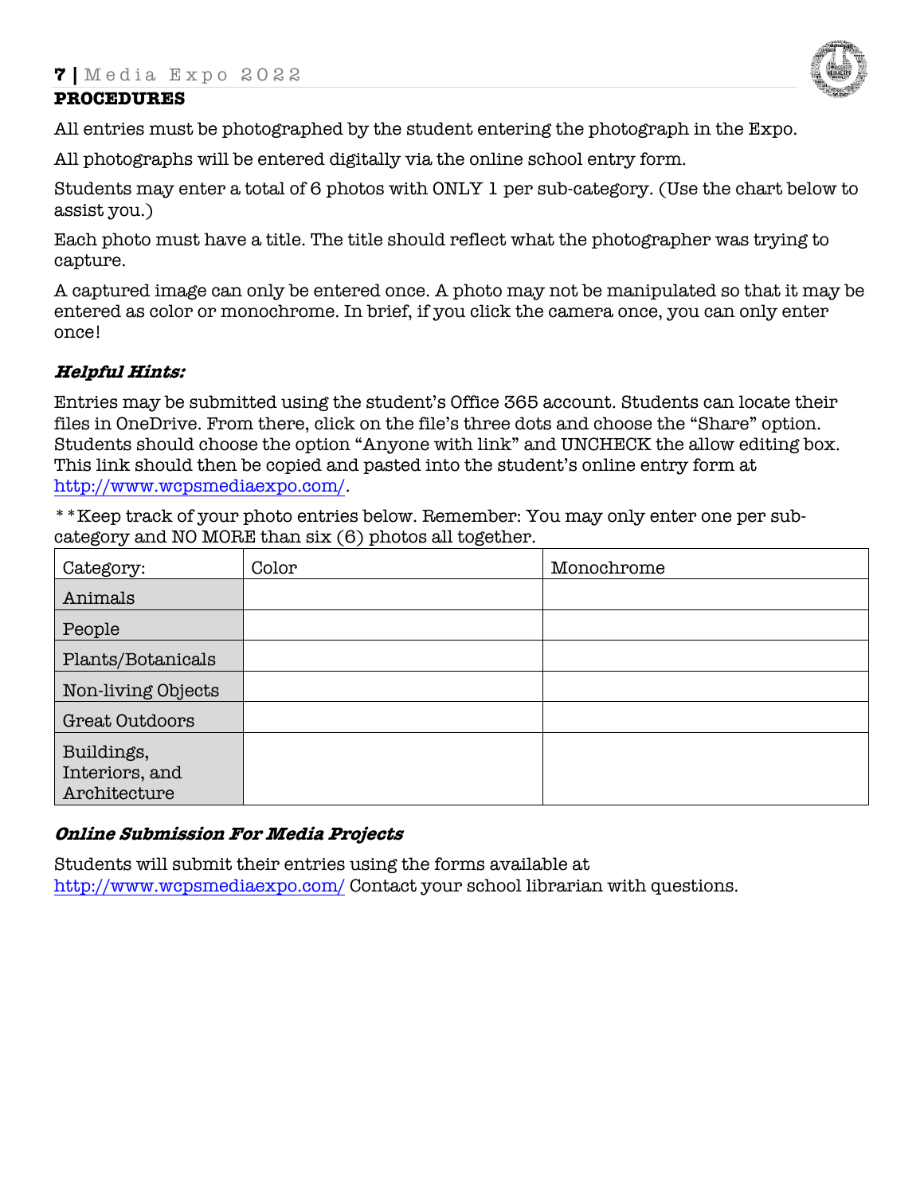## PROCEDURES

All entries must be photographed by the student entering the photograph in the Expo.

All photographs will be entered digitally via the online school entry form.

Students may enter a total of 6 photos with ONLY 1 per sub-category. (Use the chart below to assist you.)

Each photo must have a title. The title should reflect what the photographer was trying to capture.

A captured image can only be entered once. A photo may not be manipulated so that it may be entered as color or monochrome. In brief, if you click the camera once, you can only enter once!

### *Helpful Hints:*

Entries may be submitted using the student's Office 365 account. Students can locate their files in OneDrive. From there, click on the file's three dots and choose the "Share" option. Students should choose the option "Anyone with link" and UNCHECK the allow editing box. This link should then be copied and pasted into the student's online entry form at http://www.wcpsmediaexpo.com/.

**Keep track of your photo entries below. Remember: You may only enter one per sub-category and NO MORE than six (6) photos all together.

| Category: | Color | Monochrome |
|---|---|---|
| Animals | | |
| People | | |
| Plants/Botanicals | | |
| Non-living Objects | | |
| Great Outdoors | | |
| Buildings, Interiors, and Architecture | | |

### *Online Submission For Media Projects*

Students will submit their entries using the forms available at http://www.wcpsmediaexpo.com/ Contact your school librarian with questions.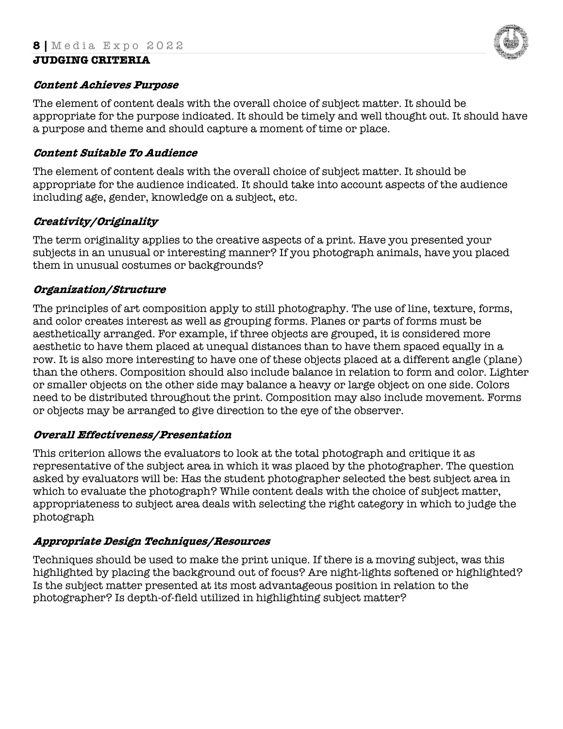## JUDGING CRITERIA

### *Content Achieves Purpose*

The element of content deals with the overall choice of subject matter. It should be appropriate for the purpose indicated. It should be timely and well thought out. It should have a purpose and theme and should capture a moment of time or place.

### *Content Suitable To Audience*

The element of content deals with the overall choice of subject matter. It should be appropriate for the audience indicated. It should take into account aspects of the audience including age, gender, knowledge on a subject, etc.

### *Creativity/Originality*

The term originality applies to the creative aspects of a print. Have you presented your subjects in an unusual or interesting manner? If you photograph animals, have you placed them in unusual costumes or backgrounds?

### *Organization/Structure*

The principles of art composition apply to still photography. The use of line, texture, forms, and color creates interest as well as grouping forms. Planes or parts of forms must be aesthetically arranged. For example, if three objects are grouped, it is considered more aesthetic to have them placed at unequal distances than to have them spaced equally in a row. It is also more interesting to have one of these objects placed at a different angle (plane) than the others. Composition should also include balance in relation to form and color. Lighter or smaller objects on the other side may balance a heavy or large object on one side. Colors need to be distributed throughout the print. Composition may also include movement. Forms or objects may be arranged to give direction to the eye of the observer.

### *Overall Effectiveness/Presentation*

This criterion allows the evaluators to look at the total photograph and critique it as representative of the subject area in which it was placed by the photographer. The question asked by evaluators will be: Has the student photographer selected the best subject area in which to evaluate the photograph? While content deals with the choice of subject matter, appropriateness to subject area deals with selecting the right category in which to judge the photograph

### *Appropriate Design Techniques/Resources*

Techniques should be used to make the print unique. If there is a moving subject, was this highlighted by placing the background out of focus? Are night-lights softened or highlighted? Is the subject matter presented at its most advantageous position in relation to the photographer? Is depth-of-field utilized in highlighting subject matter?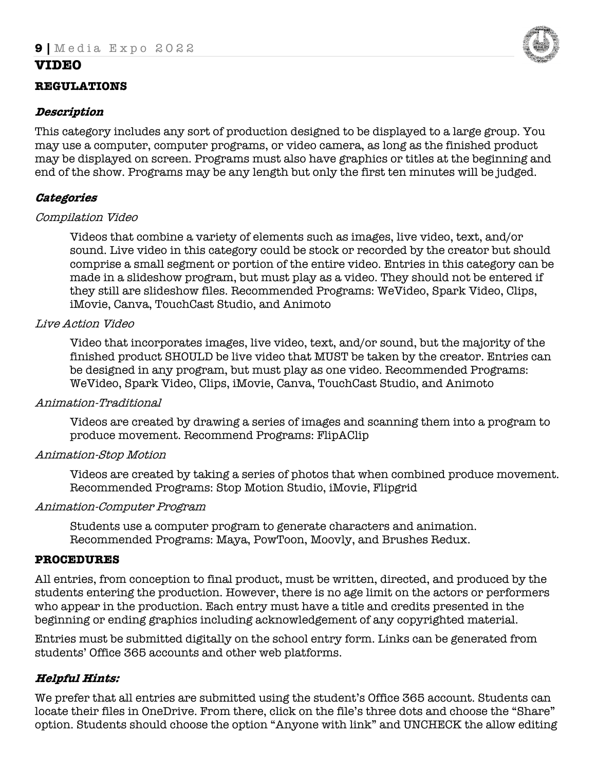# VIDEO

## REGULATIONS

### *Description*

This category includes any sort of production designed to be displayed to a large group. You may use a computer, computer programs, or video camera, as long as the finished product may be displayed on screen. Programs must also have graphics or titles at the beginning and end of the show. Programs may be any length but only the first ten minutes will be judged.

### *Categories*

*Compilation Video*

Videos that combine a variety of elements such as images, live video, text, and/or sound. Live video in this category could be stock or recorded by the creator but should comprise a small segment or portion of the entire video. Entries in this category can be made in a slideshow program, but must play as a video. They should not be entered if they still are slideshow files. Recommended Programs: WeVideo, Spark Video, Clips, iMovie, Canva, TouchCast Studio, and Animoto

*Live Action Video*

Video that incorporates images, live video, text, and/or sound, but the majority of the finished product SHOULD be live video that MUST be taken by the creator. Entries can be designed in any program, but must play as one video. Recommended Programs: WeVideo, Spark Video, Clips, iMovie, Canva, TouchCast Studio, and Animoto

*Animation-Traditional*

Videos are created by drawing a series of images and scanning them into a program to produce movement. Recommend Programs: FlipAClip

*Animation-Stop Motion*

Videos are created by taking a series of photos that when combined produce movement. Recommended Programs: Stop Motion Studio, iMovie, Flipgrid

*Animation-Computer Program*

Students use a computer program to generate characters and animation. Recommended Programs: Maya, PowToon, Moovly, and Brushes Redux.

## PROCEDURES

All entries, from conception to final product, must be written, directed, and produced by the students entering the production. However, there is no age limit on the actors or performers who appear in the production. Each entry must have a title and credits presented in the beginning or ending graphics including acknowledgement of any copyrighted material.

Entries must be submitted digitally on the school entry form. Links can be generated from students' Office 365 accounts and other web platforms.

### *Helpful Hints:*

We prefer that all entries are submitted using the student's Office 365 account. Students can locate their files in OneDrive. From there, click on the file's three dots and choose the "Share" option. Students should choose the option "Anyone with link" and UNCHECK the allow editing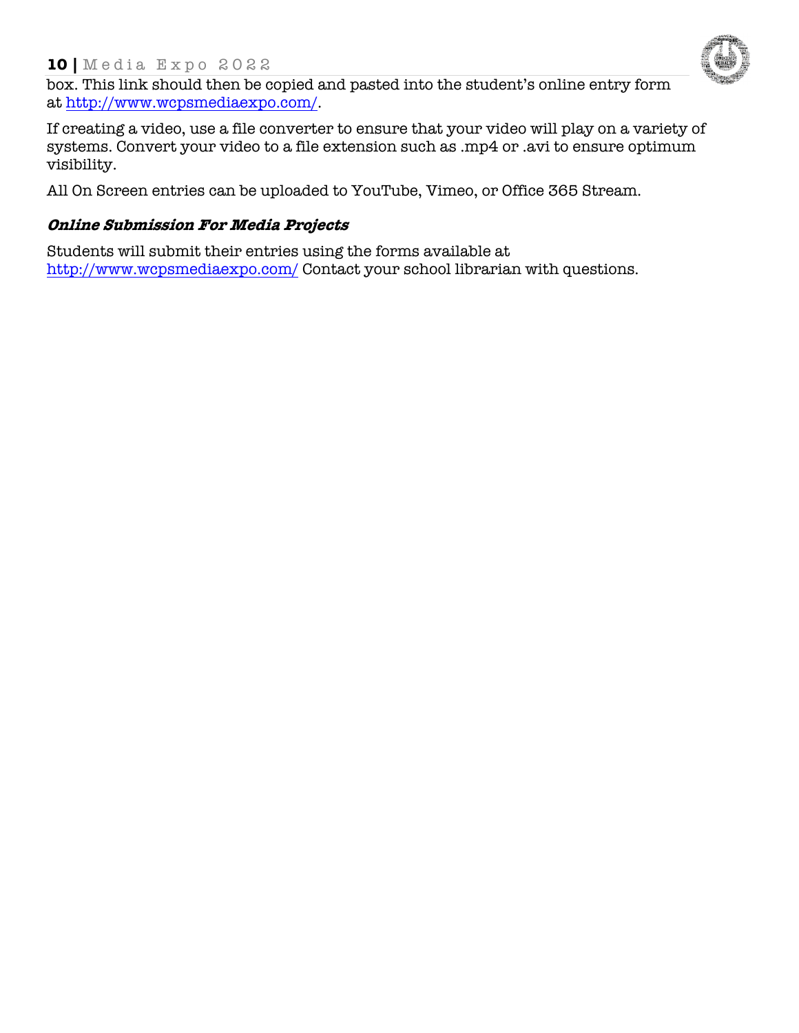box. This link should then be copied and pasted into the student's online entry form at http://www.wcpsmediaexpo.com/.

If creating a video, use a file converter to ensure that your video will play on a variety of systems. Convert your video to a file extension such as .mp4 or .avi to ensure optimum visibility.

All On Screen entries can be uploaded to YouTube, Vimeo, or Office 365 Stream.

### ***Online Submission For Media Projects***

Students will submit their entries using the forms available at http://www.wcpsmediaexpo.com/ Contact your school librarian with questions.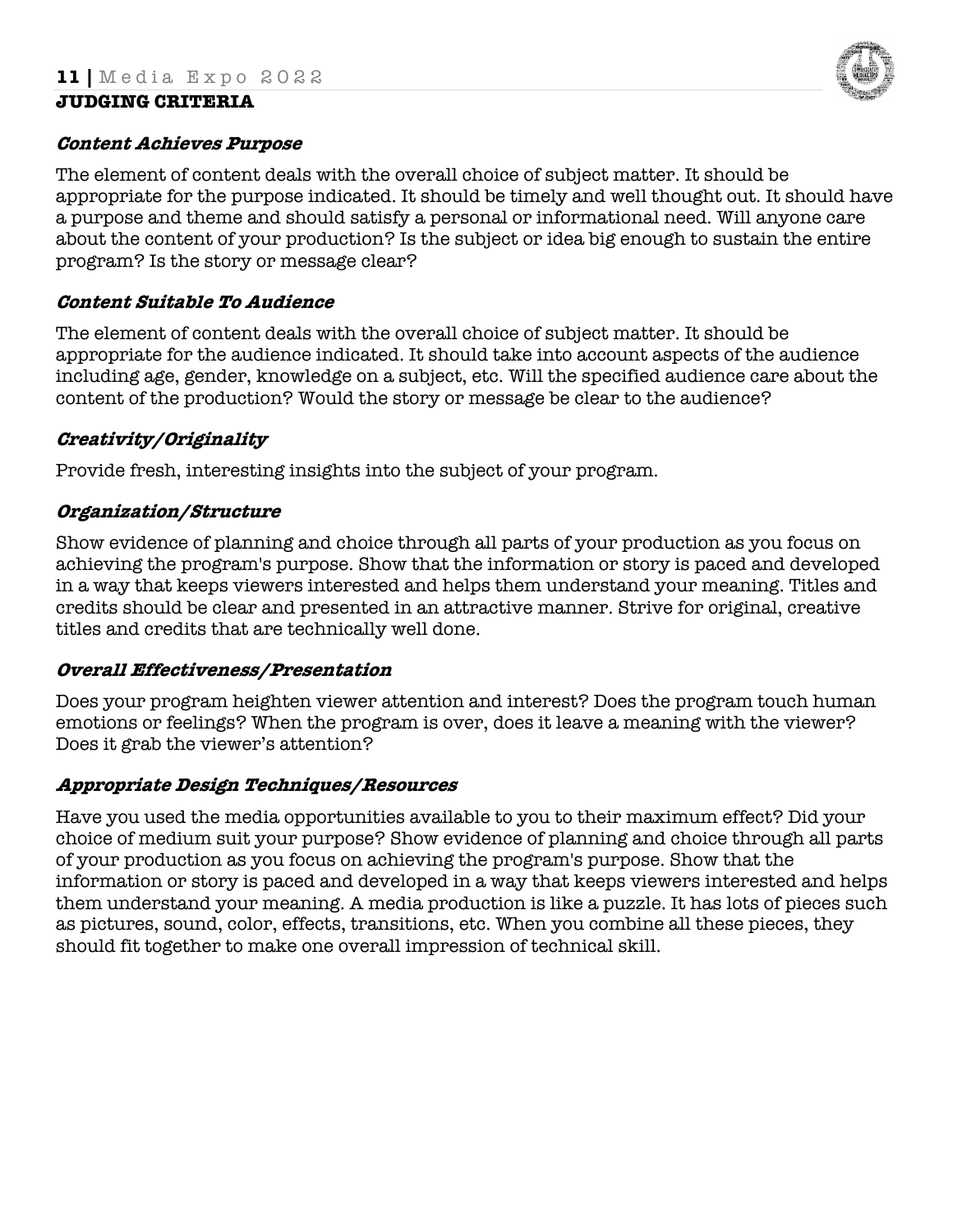## JUDGING CRITERIA

### *Content Achieves Purpose*

The element of content deals with the overall choice of subject matter. It should be appropriate for the purpose indicated. It should be timely and well thought out. It should have a purpose and theme and should satisfy a personal or informational need. Will anyone care about the content of your production? Is the subject or idea big enough to sustain the entire program? Is the story or message clear?

### *Content Suitable To Audience*

The element of content deals with the overall choice of subject matter. It should be appropriate for the audience indicated. It should take into account aspects of the audience including age, gender, knowledge on a subject, etc. Will the specified audience care about the content of the production? Would the story or message be clear to the audience?

### *Creativity/Originality*

Provide fresh, interesting insights into the subject of your program.

### *Organization/Structure*

Show evidence of planning and choice through all parts of your production as you focus on achieving the program's purpose. Show that the information or story is paced and developed in a way that keeps viewers interested and helps them understand your meaning. Titles and credits should be clear and presented in an attractive manner. Strive for original, creative titles and credits that are technically well done.

### *Overall Effectiveness/Presentation*

Does your program heighten viewer attention and interest? Does the program touch human emotions or feelings? When the program is over, does it leave a meaning with the viewer? Does it grab the viewer's attention?

### *Appropriate Design Techniques/Resources*

Have you used the media opportunities available to you to their maximum effect? Did your choice of medium suit your purpose? Show evidence of planning and choice through all parts of your production as you focus on achieving the program's purpose. Show that the information or story is paced and developed in a way that keeps viewers interested and helps them understand your meaning. A media production is like a puzzle. It has lots of pieces such as pictures, sound, color, effects, transitions, etc. When you combine all these pieces, they should fit together to make one overall impression of technical skill.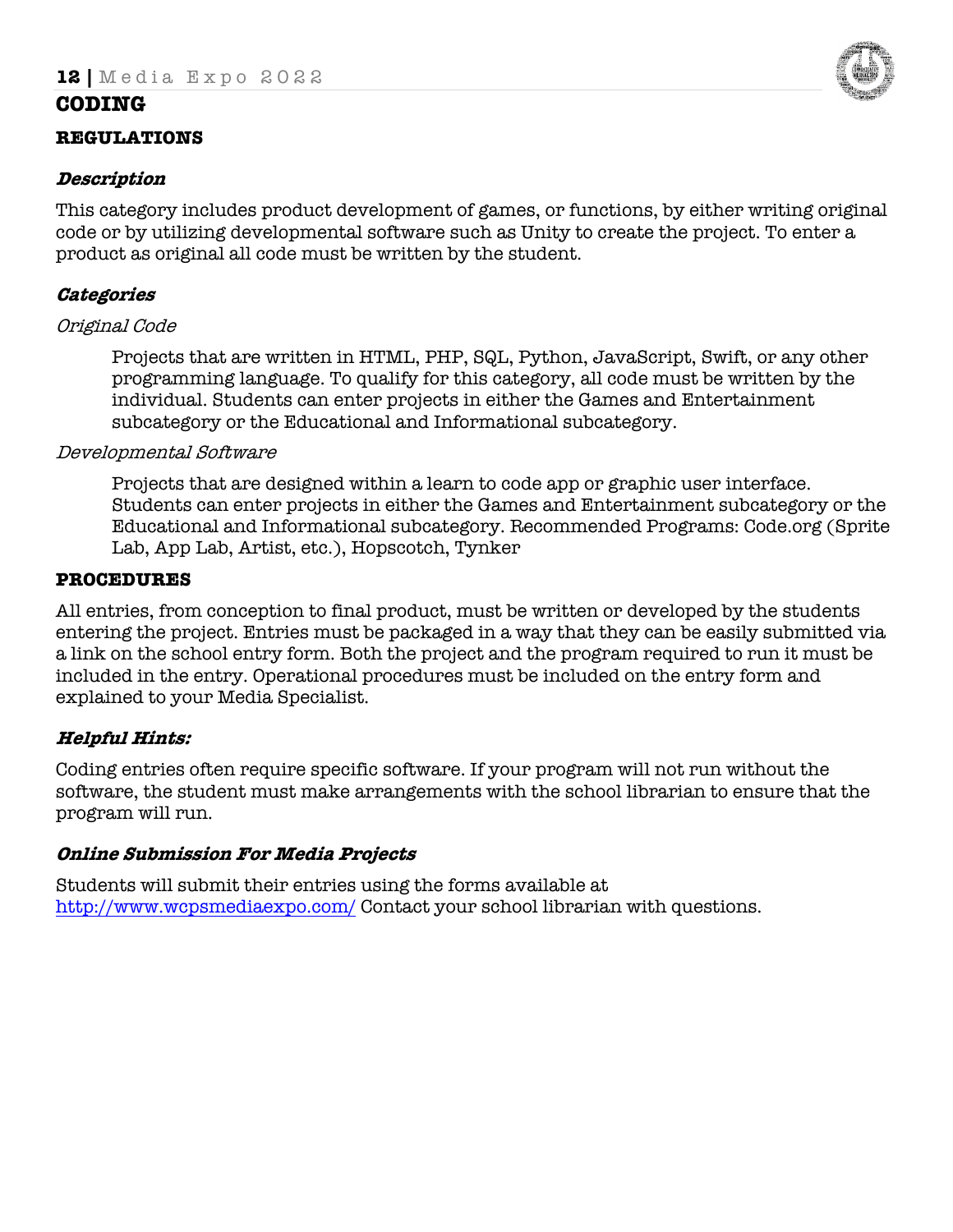# CODING

## REGULATIONS

### *Description*

This category includes product development of games, or functions, by either writing original code or by utilizing developmental software such as Unity to create the project. To enter a product as original all code must be written by the student.

### *Categories*

*Original Code*

> Projects that are written in HTML, PHP, SQL, Python, JavaScript, Swift, or any other programming language. To qualify for this category, all code must be written by the individual. Students can enter projects in either the Games and Entertainment subcategory or the Educational and Informational subcategory.

*Developmental Software*

> Projects that are designed within a learn to code app or graphic user interface. Students can enter projects in either the Games and Entertainment subcategory or the Educational and Informational subcategory. Recommended Programs: Code.org (Sprite Lab, App Lab, Artist, etc.), Hopscotch, Tynker

## PROCEDURES

All entries, from conception to final product, must be written or developed by the students entering the project. Entries must be packaged in a way that they can be easily submitted via a link on the school entry form. Both the project and the program required to run it must be included in the entry. Operational procedures must be included on the entry form and explained to your Media Specialist.

### *Helpful Hints:*

Coding entries often require specific software. If your program will not run without the software, the student must make arrangements with the school librarian to ensure that the program will run.

### *Online Submission For Media Projects*

Students will submit their entries using the forms available at [http://www.wcpsmediaexpo.com/](http://www.wcpsmediaexpo.com/) Contact your school librarian with questions.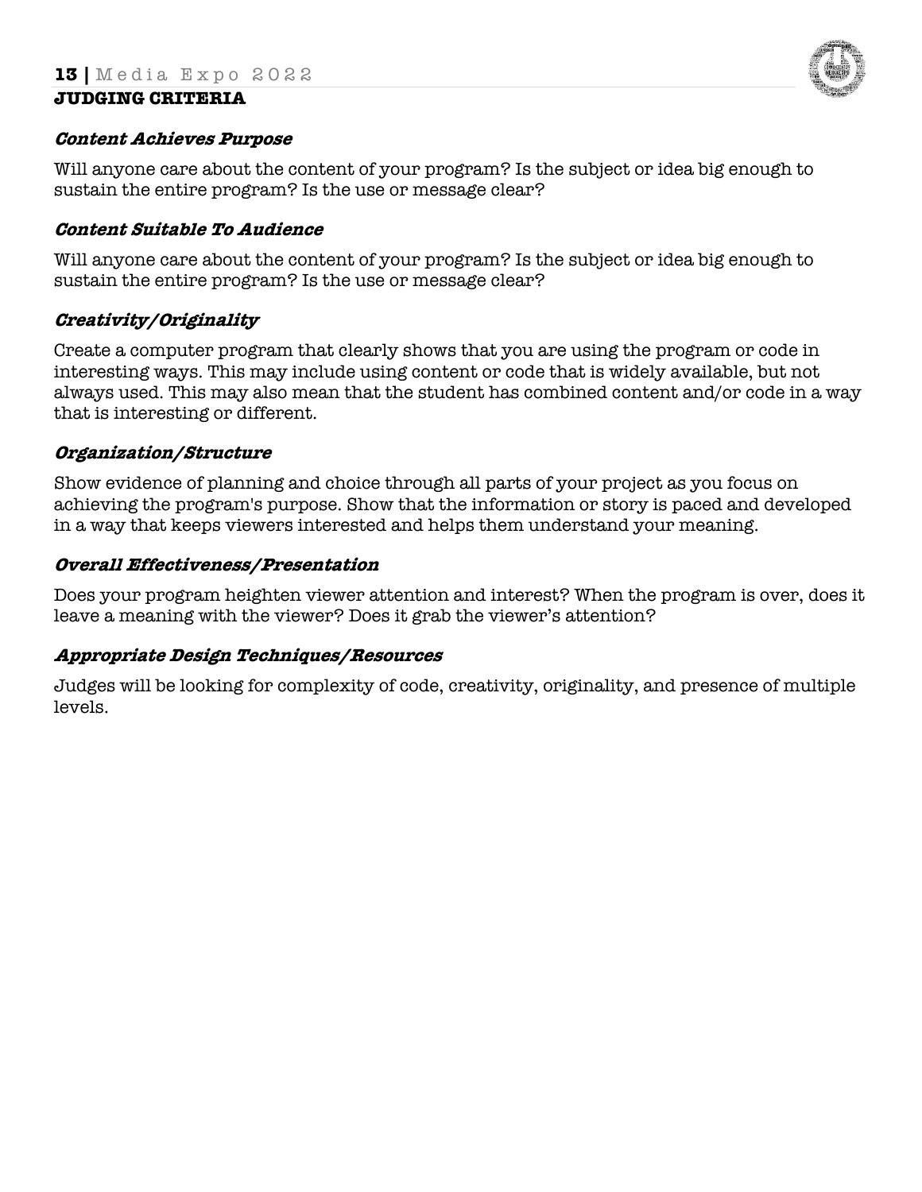## JUDGING CRITERIA

### *Content Achieves Purpose*

Will anyone care about the content of your program? Is the subject or idea big enough to sustain the entire program? Is the use or message clear?

### *Content Suitable To Audience*

Will anyone care about the content of your program? Is the subject or idea big enough to sustain the entire program? Is the use or message clear?

### *Creativity/Originality*

Create a computer program that clearly shows that you are using the program or code in interesting ways. This may include using content or code that is widely available, but not always used. This may also mean that the student has combined content and/or code in a way that is interesting or different.

### *Organization/Structure*

Show evidence of planning and choice through all parts of your project as you focus on achieving the program's purpose. Show that the information or story is paced and developed in a way that keeps viewers interested and helps them understand your meaning.

### *Overall Effectiveness/Presentation*

Does your program heighten viewer attention and interest? When the program is over, does it leave a meaning with the viewer? Does it grab the viewer's attention?

### *Appropriate Design Techniques/Resources*

Judges will be looking for complexity of code, creativity, originality, and presence of multiple levels.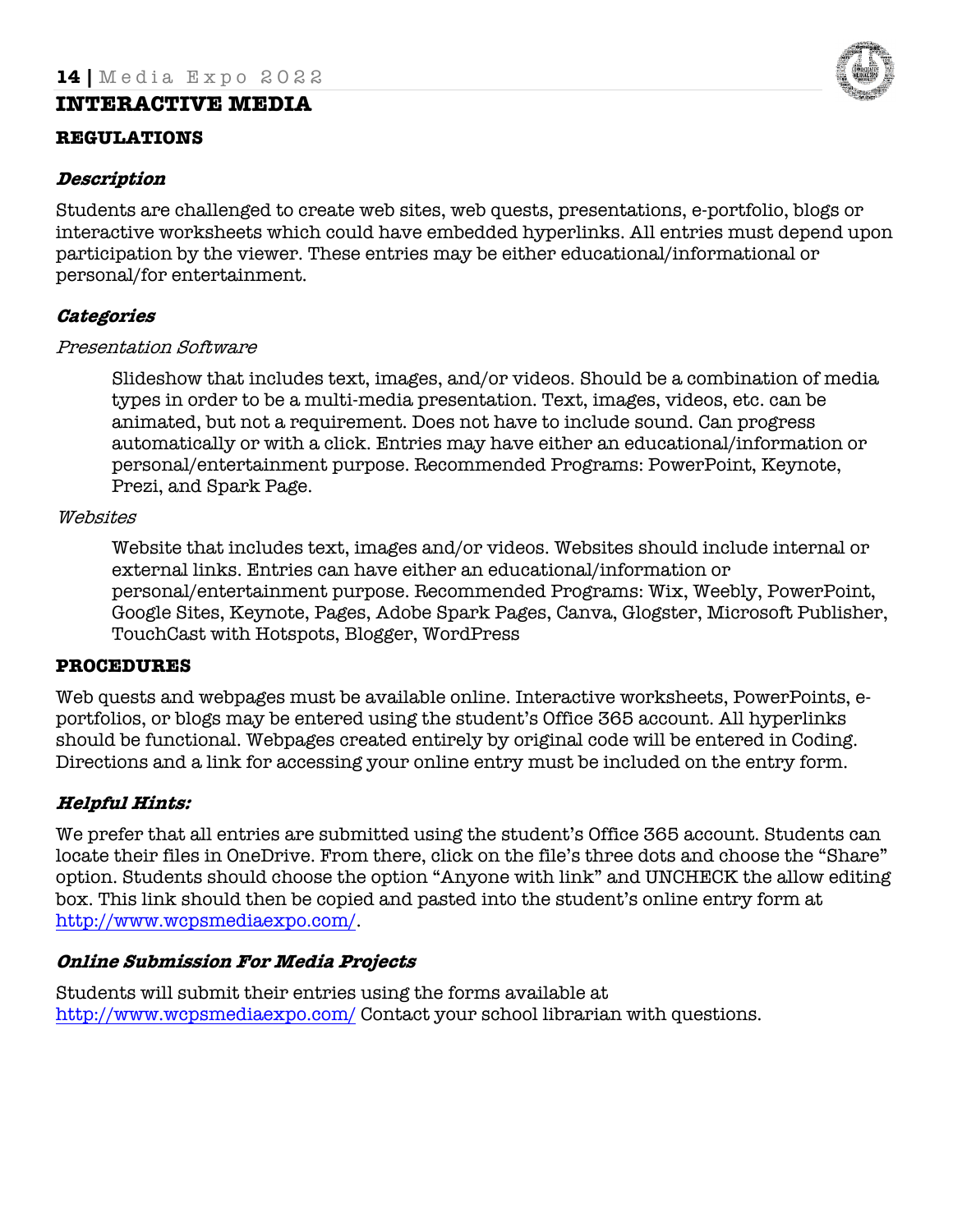# INTERACTIVE MEDIA

## REGULATIONS

### *Description*

Students are challenged to create web sites, web quests, presentations, e-portfolio, blogs or interactive worksheets which could have embedded hyperlinks. All entries must depend upon participation by the viewer. These entries may be either educational/informational or personal/for entertainment.

### *Categories*

*Presentation Software*

> Slideshow that includes text, images, and/or videos. Should be a combination of media types in order to be a multi-media presentation. Text, images, videos, etc. can be animated, but not a requirement. Does not have to include sound. Can progress automatically or with a click. Entries may have either an educational/information or personal/entertainment purpose. Recommended Programs: PowerPoint, Keynote, Prezi, and Spark Page.

*Websites*

> Website that includes text, images and/or videos. Websites should include internal or external links. Entries can have either an educational/information or personal/entertainment purpose. Recommended Programs: Wix, Weebly, PowerPoint, Google Sites, Keynote, Pages, Adobe Spark Pages, Canva, Glogster, Microsoft Publisher, TouchCast with Hotspots, Blogger, WordPress

## PROCEDURES

Web quests and webpages must be available online. Interactive worksheets, PowerPoints, e-portfolios, or blogs may be entered using the student's Office 365 account. All hyperlinks should be functional. Webpages created entirely by original code will be entered in Coding. Directions and a link for accessing your online entry must be included on the entry form.

### *Helpful Hints:*

We prefer that all entries are submitted using the student's Office 365 account. Students can locate their files in OneDrive. From there, click on the file's three dots and choose the "Share" option. Students should choose the option "Anyone with link" and UNCHECK the allow editing box. This link should then be copied and pasted into the student's online entry form at http://www.wcpsmediaexpo.com/.

### *Online Submission For Media Projects*

Students will submit their entries using the forms available at http://www.wcpsmediaexpo.com/ Contact your school librarian with questions.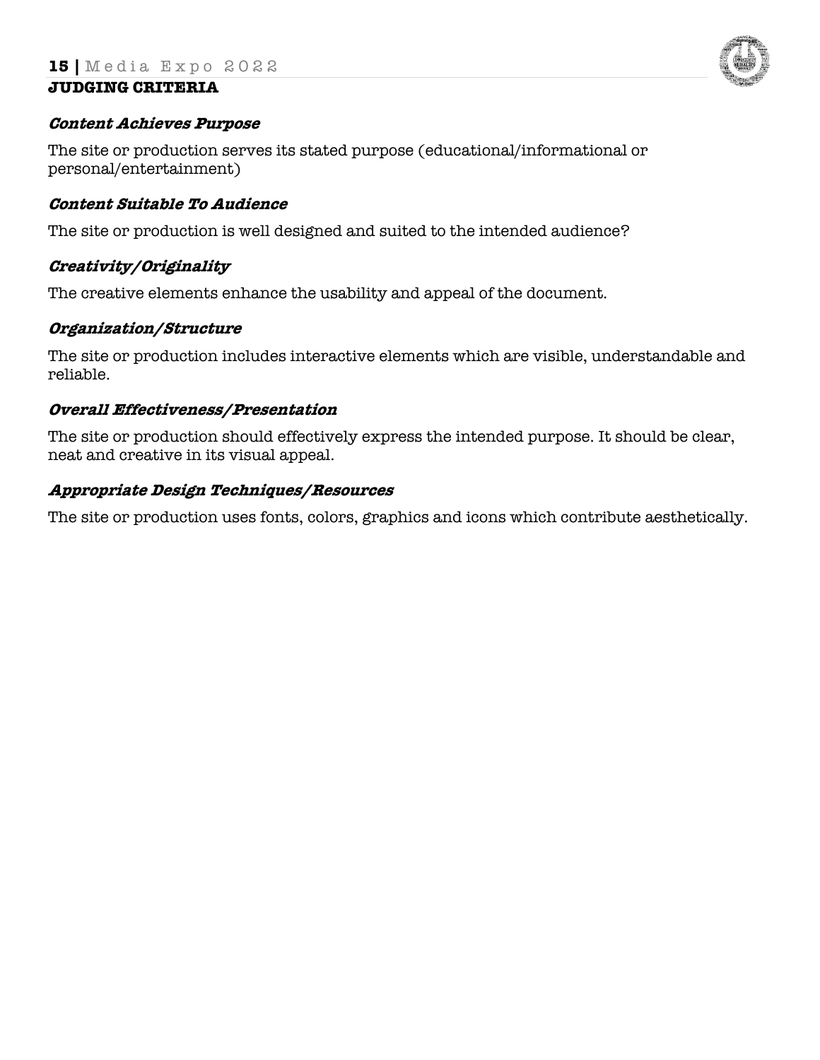## JUDGING CRITERIA

### *Content Achieves Purpose*

The site or production serves its stated purpose (educational/informational or personal/entertainment)

### *Content Suitable To Audience*

The site or production is well designed and suited to the intended audience?

### *Creativity/Originality*

The creative elements enhance the usability and appeal of the document.

### *Organization/Structure*

The site or production includes interactive elements which are visible, understandable and reliable.

### *Overall Effectiveness/Presentation*

The site or production should effectively express the intended purpose. It should be clear, neat and creative in its visual appeal.

### *Appropriate Design Techniques/Resources*

The site or production uses fonts, colors, graphics and icons which contribute aesthetically.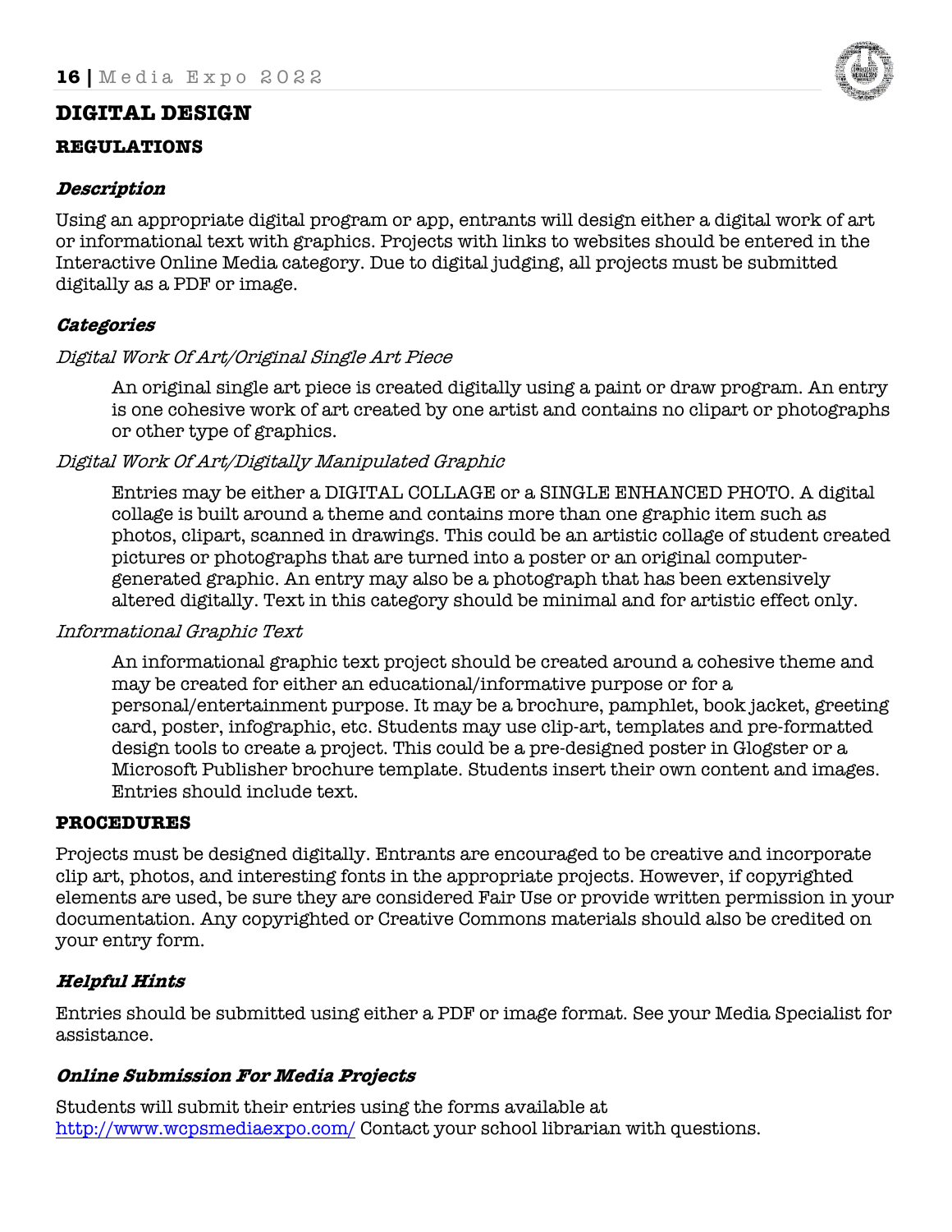# DIGITAL DESIGN

## REGULATIONS

### *Description*

Using an appropriate digital program or app, entrants will design either a digital work of art or informational text with graphics. Projects with links to websites should be entered in the Interactive Online Media category. Due to digital judging, all projects must be submitted digitally as a PDF or image.

### *Categories*

*Digital Work Of Art/Original Single Art Piece*

> An original single art piece is created digitally using a paint or draw program. An entry is one cohesive work of art created by one artist and contains no clipart or photographs or other type of graphics.

*Digital Work Of Art/Digitally Manipulated Graphic*

> Entries may be either a DIGITAL COLLAGE or a SINGLE ENHANCED PHOTO. A digital collage is built around a theme and contains more than one graphic item such as photos, clipart, scanned in drawings. This could be an artistic collage of student created pictures or photographs that are turned into a poster or an original computer-generated graphic. An entry may also be a photograph that has been extensively altered digitally. Text in this category should be minimal and for artistic effect only.

*Informational Graphic Text*

> An informational graphic text project should be created around a cohesive theme and may be created for either an educational/informative purpose or for a personal/entertainment purpose. It may be a brochure, pamphlet, book jacket, greeting card, poster, infographic, etc. Students may use clip-art, templates and pre-formatted design tools to create a project. This could be a pre-designed poster in Glogster or a Microsoft Publisher brochure template. Students insert their own content and images. Entries should include text.

## PROCEDURES

Projects must be designed digitally. Entrants are encouraged to be creative and incorporate clip art, photos, and interesting fonts in the appropriate projects. However, if copyrighted elements are used, be sure they are considered Fair Use or provide written permission in your documentation. Any copyrighted or Creative Commons materials should also be credited on your entry form.

### *Helpful Hints*

Entries should be submitted using either a PDF or image format. See your Media Specialist for assistance.

### *Online Submission For Media Projects*

Students will submit their entries using the forms available at [http://www.wcpsmediaexpo.com/](http://www.wcpsmediaexpo.com/) Contact your school librarian with questions.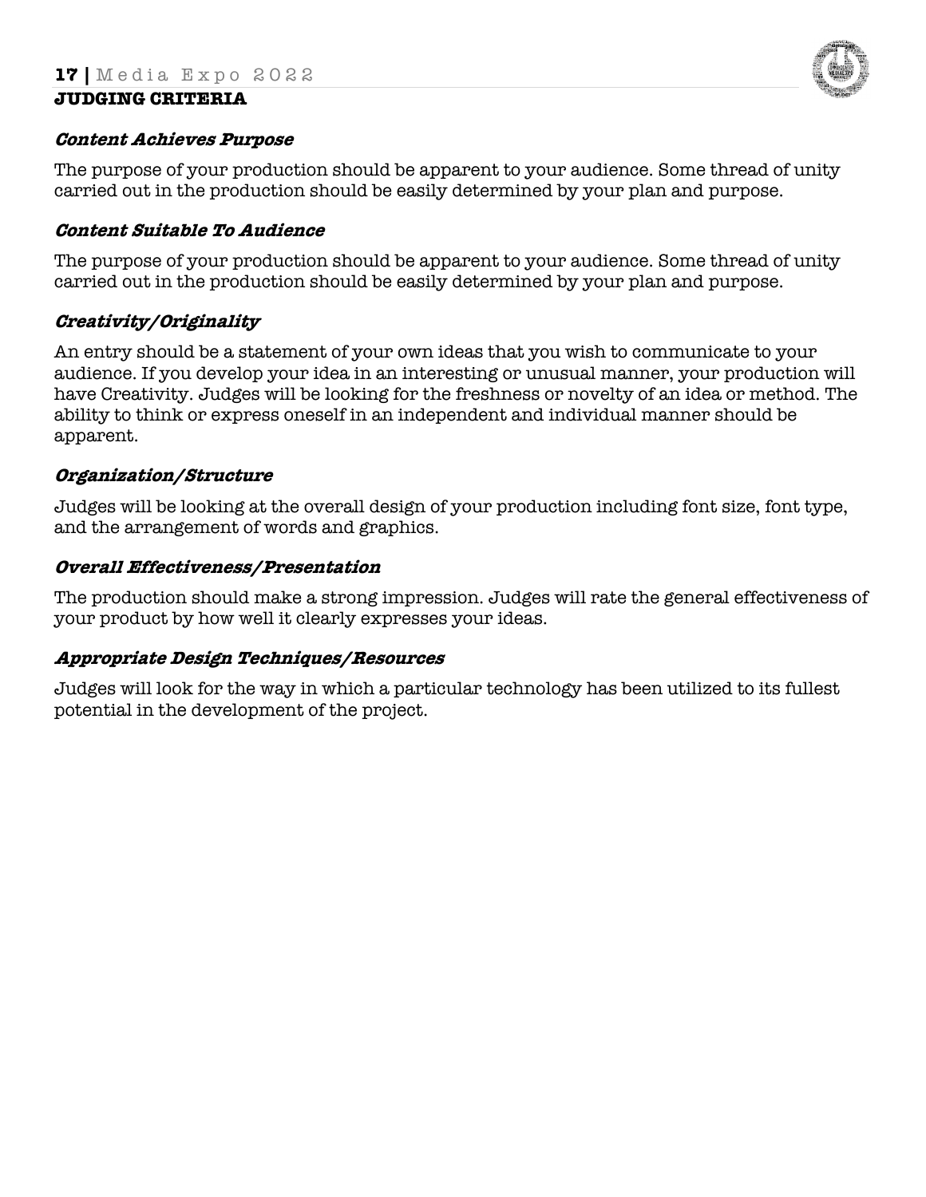## JUDGING CRITERIA

### ***Content Achieves Purpose***

The purpose of your production should be apparent to your audience. Some thread of unity carried out in the production should be easily determined by your plan and purpose.

### ***Content Suitable To Audience***

The purpose of your production should be apparent to your audience. Some thread of unity carried out in the production should be easily determined by your plan and purpose.

### ***Creativity/Originality***

An entry should be a statement of your own ideas that you wish to communicate to your audience. If you develop your idea in an interesting or unusual manner, your production will have Creativity. Judges will be looking for the freshness or novelty of an idea or method. The ability to think or express oneself in an independent and individual manner should be apparent.

### ***Organization/Structure***

Judges will be looking at the overall design of your production including font size, font type, and the arrangement of words and graphics.

### ***Overall Effectiveness/Presentation***

The production should make a strong impression. Judges will rate the general effectiveness of your product by how well it clearly expresses your ideas.

### ***Appropriate Design Techniques/Resources***

Judges will look for the way in which a particular technology has been utilized to its fullest potential in the development of the project.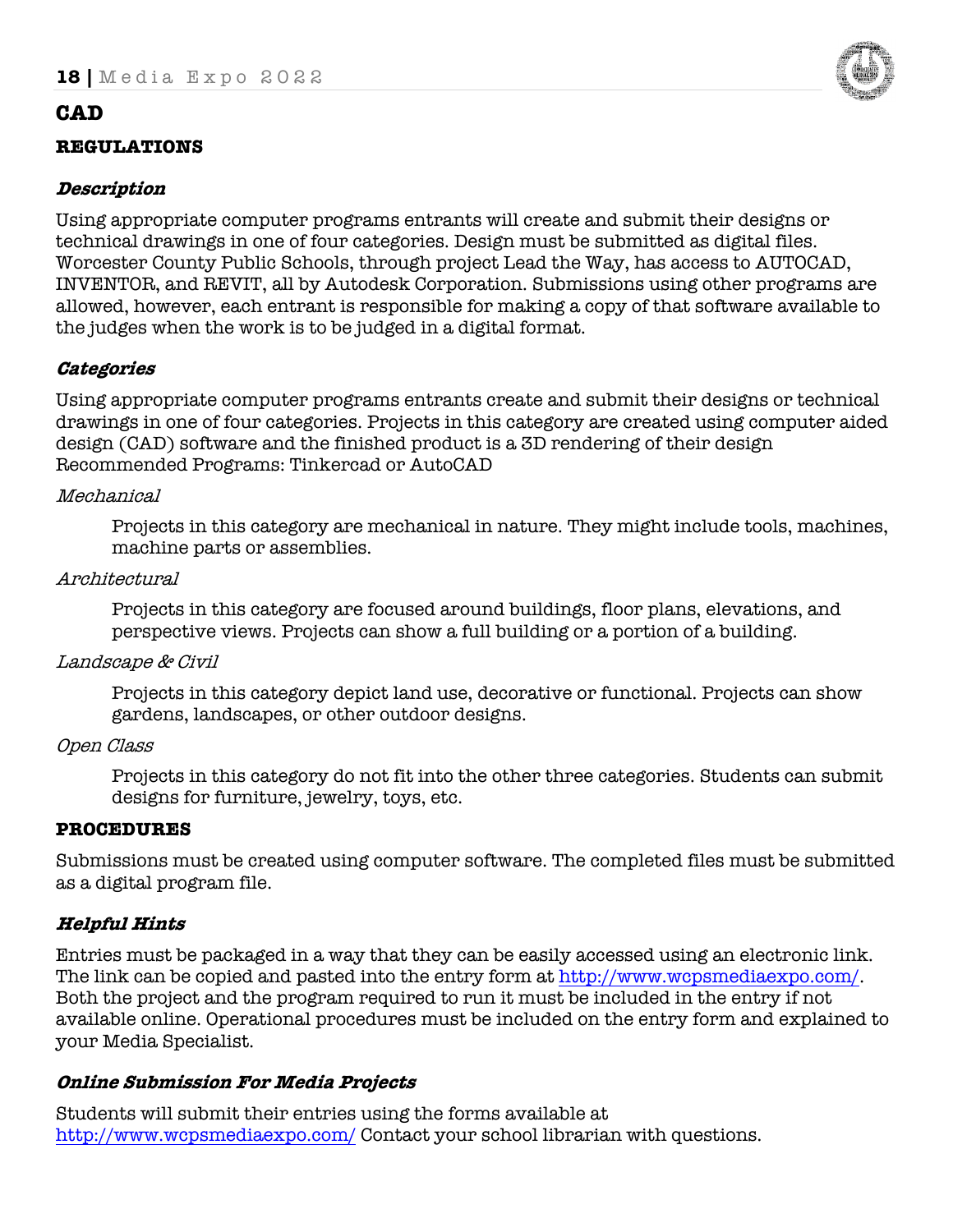# CAD

## REGULATIONS

### *Description*

Using appropriate computer programs entrants will create and submit their designs or technical drawings in one of four categories. Design must be submitted as digital files. Worcester County Public Schools, through project Lead the Way, has access to AUTOCAD, INVENTOR, and REVIT, all by Autodesk Corporation. Submissions using other programs are allowed, however, each entrant is responsible for making a copy of that software available to the judges when the work is to be judged in a digital format.

### *Categories*

Using appropriate computer programs entrants create and submit their designs or technical drawings in one of four categories. Projects in this category are created using computer aided design (CAD) software and the finished product is a 3D rendering of their design
Recommended Programs: Tinkercad or AutoCAD

*Mechanical*

> Projects in this category are mechanical in nature. They might include tools, machines, machine parts or assemblies.

*Architectural*

> Projects in this category are focused around buildings, floor plans, elevations, and perspective views. Projects can show a full building or a portion of a building.

*Landscape & Civil*

> Projects in this category depict land use, decorative or functional. Projects can show gardens, landscapes, or other outdoor designs.

*Open Class*

> Projects in this category do not fit into the other three categories. Students can submit designs for furniture, jewelry, toys, etc.

## PROCEDURES

Submissions must be created using computer software. The completed files must be submitted as a digital program file.

### *Helpful Hints*

Entries must be packaged in a way that they can be easily accessed using an electronic link. The link can be copied and pasted into the entry form at http://www.wcpsmediaexpo.com/. Both the project and the program required to run it must be included in the entry if not available online. Operational procedures must be included on the entry form and explained to your Media Specialist.

### *Online Submission For Media Projects*

Students will submit their entries using the forms available at http://www.wcpsmediaexpo.com/ Contact your school librarian with questions.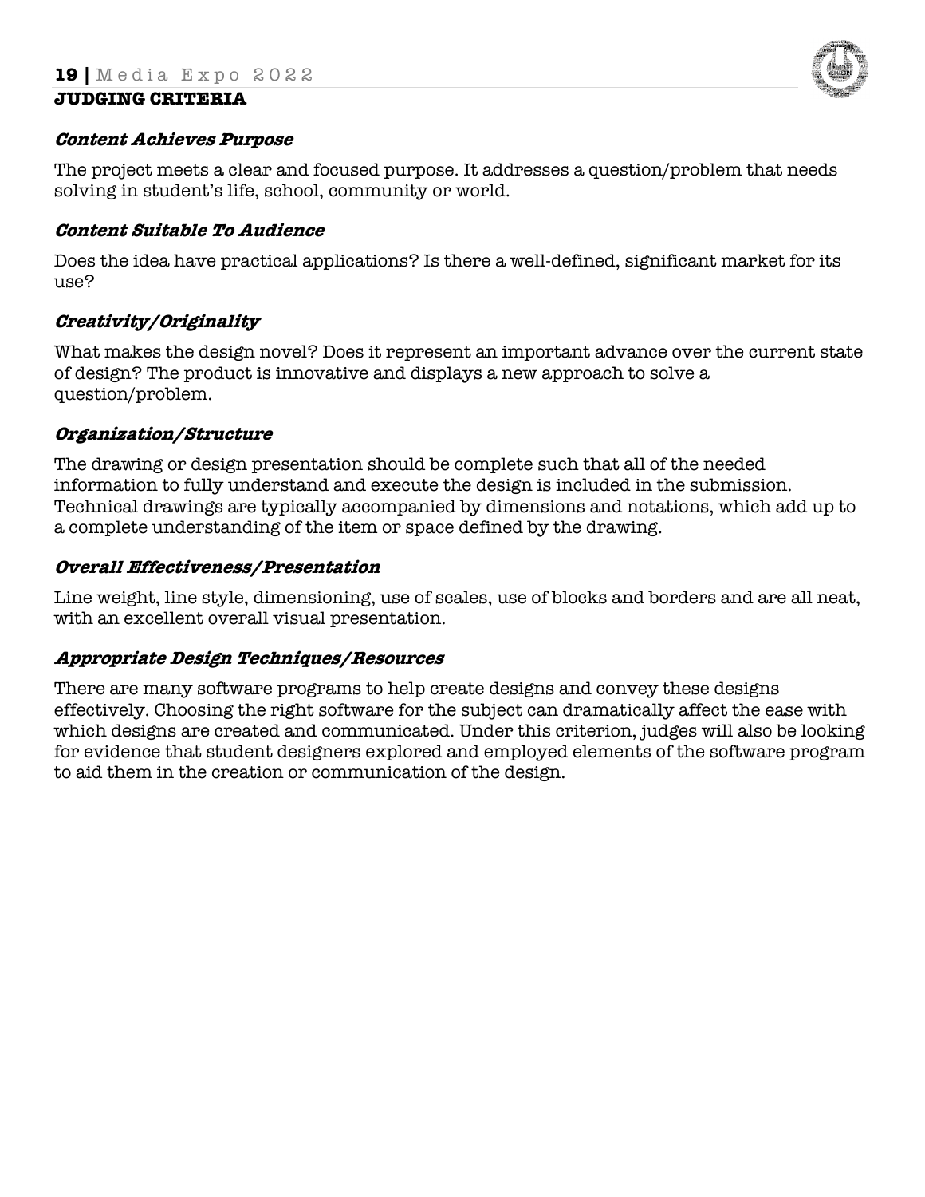## JUDGING CRITERIA

### *Content Achieves Purpose*

The project meets a clear and focused purpose. It addresses a question/problem that needs solving in student's life, school, community or world.

### *Content Suitable To Audience*

Does the idea have practical applications? Is there a well-defined, significant market for its use?

### *Creativity/Originality*

What makes the design novel? Does it represent an important advance over the current state of design? The product is innovative and displays a new approach to solve a question/problem.

### *Organization/Structure*

The drawing or design presentation should be complete such that all of the needed information to fully understand and execute the design is included in the submission. Technical drawings are typically accompanied by dimensions and notations, which add up to a complete understanding of the item or space defined by the drawing.

### *Overall Effectiveness/Presentation*

Line weight, line style, dimensioning, use of scales, use of blocks and borders and are all neat, with an excellent overall visual presentation.

### *Appropriate Design Techniques/Resources*

There are many software programs to help create designs and convey these designs effectively. Choosing the right software for the subject can dramatically affect the ease with which designs are created and communicated. Under this criterion, judges will also be looking for evidence that student designers explored and employed elements of the software program to aid them in the creation or communication of the design.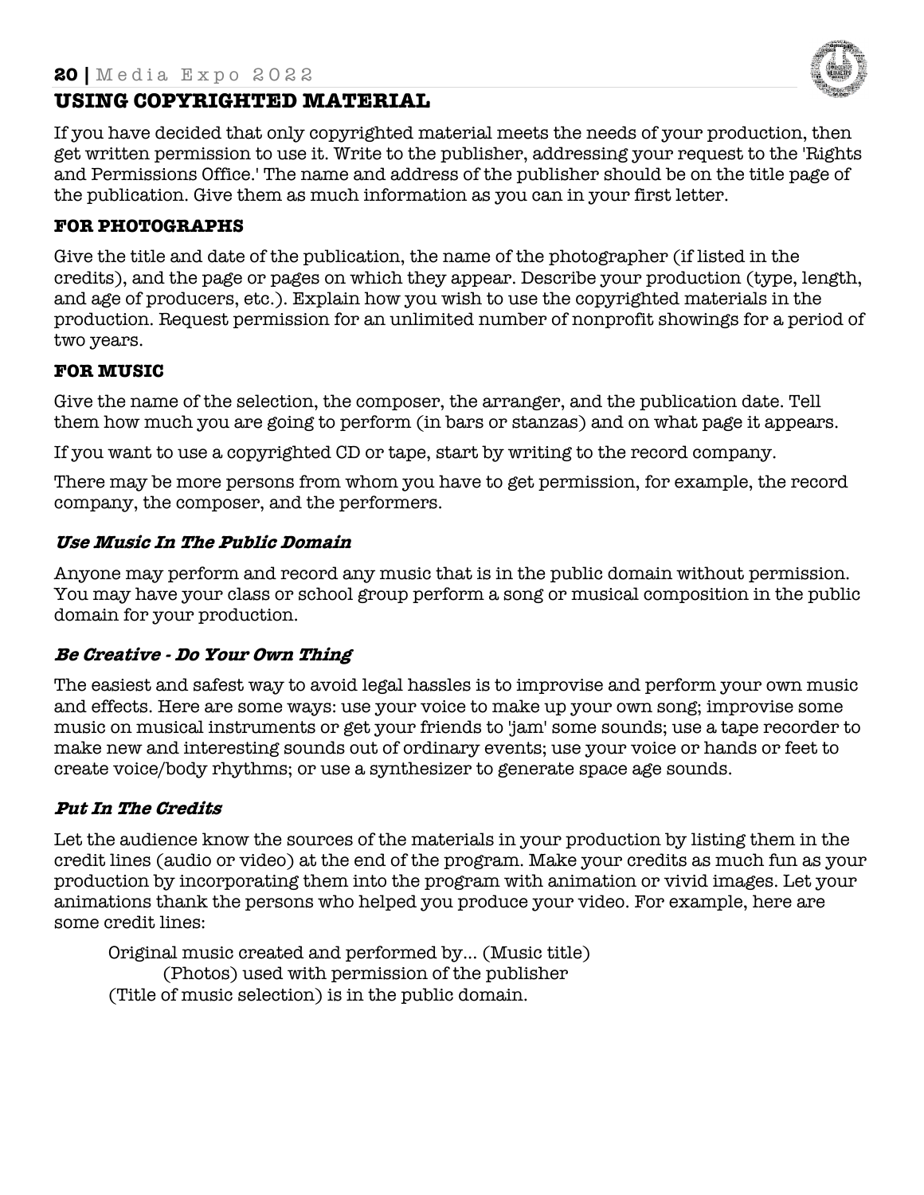## USING COPYRIGHTED MATERIAL

If you have decided that only copyrighted material meets the needs of your production, then get written permission to use it. Write to the publisher, addressing your request to the 'Rights and Permissions Office.' The name and address of the publisher should be on the title page of the publication. Give them as much information as you can in your first letter.

### FOR PHOTOGRAPHS

Give the title and date of the publication, the name of the photographer (if listed in the credits), and the page or pages on which they appear. Describe your production (type, length, and age of producers, etc.). Explain how you wish to use the copyrighted materials in the production. Request permission for an unlimited number of nonprofit showings for a period of two years.

### FOR MUSIC

Give the name of the selection, the composer, the arranger, and the publication date. Tell them how much you are going to perform (in bars or stanzas) and on what page it appears.

If you want to use a copyrighted CD or tape, start by writing to the record company.

There may be more persons from whom you have to get permission, for example, the record company, the composer, and the performers.

#### *Use Music In The Public Domain*

Anyone may perform and record any music that is in the public domain without permission. You may have your class or school group perform a song or musical composition in the public domain for your production.

#### *Be Creative - Do Your Own Thing*

The easiest and safest way to avoid legal hassles is to improvise and perform your own music and effects. Here are some ways: use your voice to make up your own song; improvise some music on musical instruments or get your friends to 'jam' some sounds; use a tape recorder to make new and interesting sounds out of ordinary events; use your voice or hands or feet to create voice/body rhythms; or use a synthesizer to generate space age sounds.

#### *Put In The Credits*

Let the audience know the sources of the materials in your production by listing them in the credit lines (audio or video) at the end of the program. Make your credits as much fun as your production by incorporating them into the program with animation or vivid images. Let your animations thank the persons who helped you produce your video. For example, here are some credit lines:

Original music created and performed by... (Music title)
(Photos) used with permission of the publisher
(Title of music selection) is in the public domain.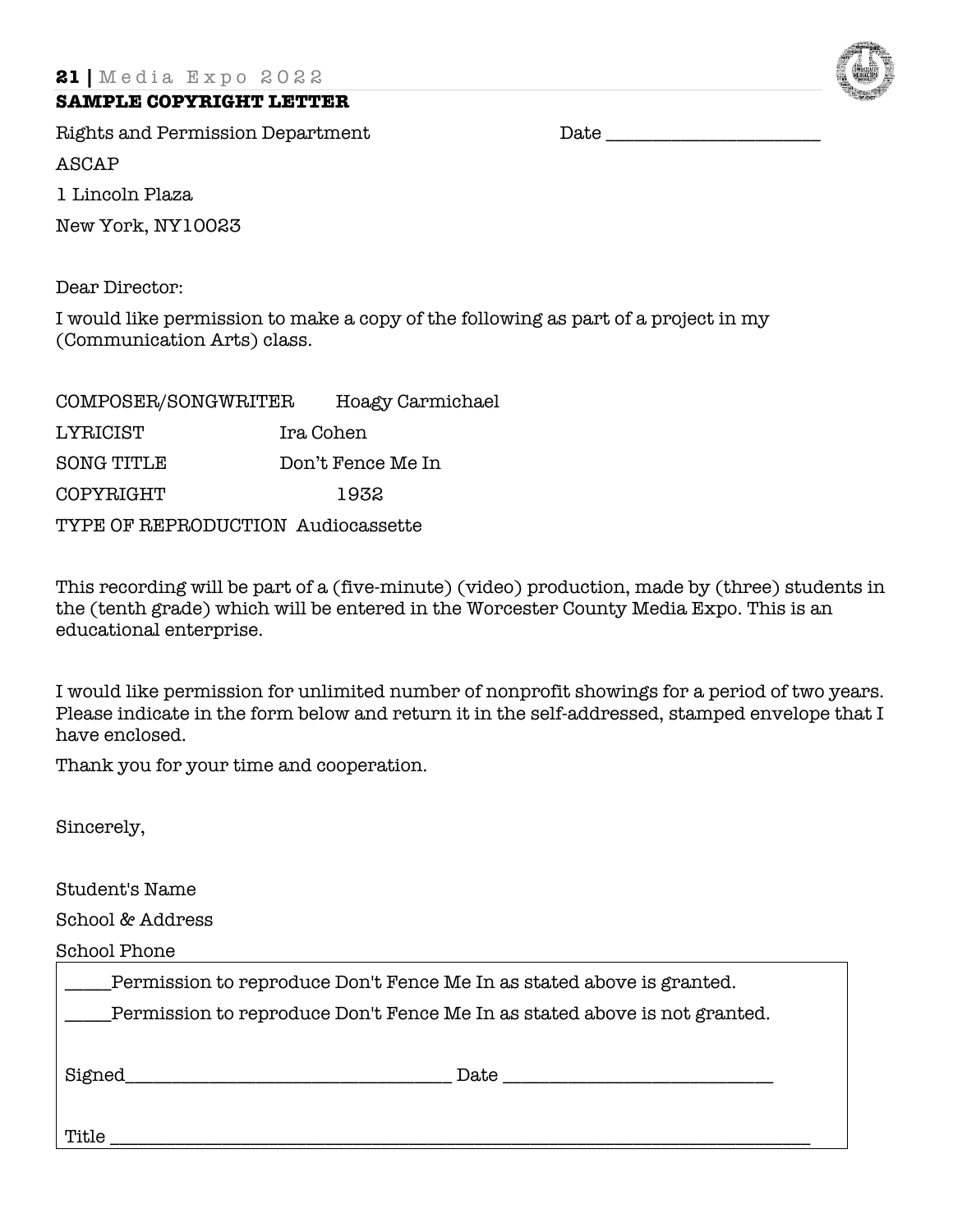**SAMPLE COPYRIGHT LETTER**

Rights and Permission Department                                        Date ______________________

ASCAP

1 Lincoln Plaza

New York, NY10023

Dear Director:

I would like permission to make a copy of the following as part of a project in my (Communication Arts) class.

COMPOSER/SONGWRITER    Hoagy Carmichael

LYRICIST    Ira Cohen

SONG TITLE    Don't Fence Me In

COPYRIGHT    1932

TYPE OF REPRODUCTION  Audiocassette

This recording will be part of a (five-minute) (video) production, made by (three) students in the (tenth grade) which will be entered in the Worcester County Media Expo. This is an educational enterprise.

I would like permission for unlimited number of nonprofit showings for a period of two years. Please indicate in the form below and return it in the self-addressed, stamped envelope that I have enclosed.

Thank you for your time and cooperation.

Sincerely,

Student's Name

School & Address

School Phone

_____Permission to reproduce Don't Fence Me In as stated above is granted.

_____Permission to reproduce Don't Fence Me In as stated above is not granted.

Signed__________________________________ Date ____________________________

Title ________________________________________________________________________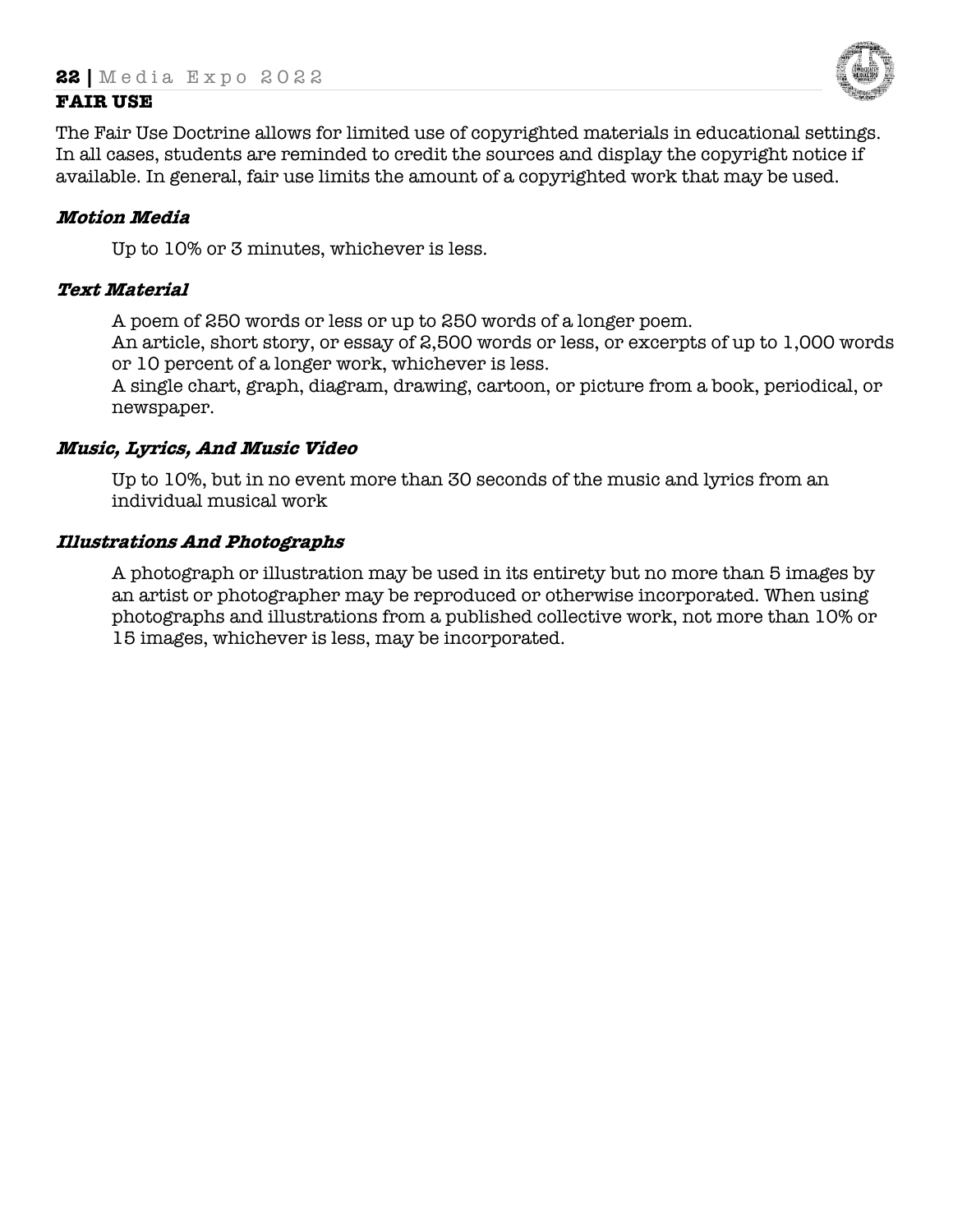## FAIR USE

The Fair Use Doctrine allows for limited use of copyrighted materials in educational settings. In all cases, students are reminded to credit the sources and display the copyright notice if available. In general, fair use limits the amount of a copyrighted work that may be used.

### *Motion Media*

Up to 10% or 3 minutes, whichever is less.

### *Text Material*

A poem of 250 words or less or up to 250 words of a longer poem.
An article, short story, or essay of 2,500 words or less, or excerpts of up to 1,000 words or 10 percent of a longer work, whichever is less.
A single chart, graph, diagram, drawing, cartoon, or picture from a book, periodical, or newspaper.

### *Music, Lyrics, And Music Video*

Up to 10%, but in no event more than 30 seconds of the music and lyrics from an individual musical work

### *Illustrations And Photographs*

A photograph or illustration may be used in its entirety but no more than 5 images by an artist or photographer may be reproduced or otherwise incorporated. When using photographs and illustrations from a published collective work, not more than 10% or 15 images, whichever is less, may be incorporated.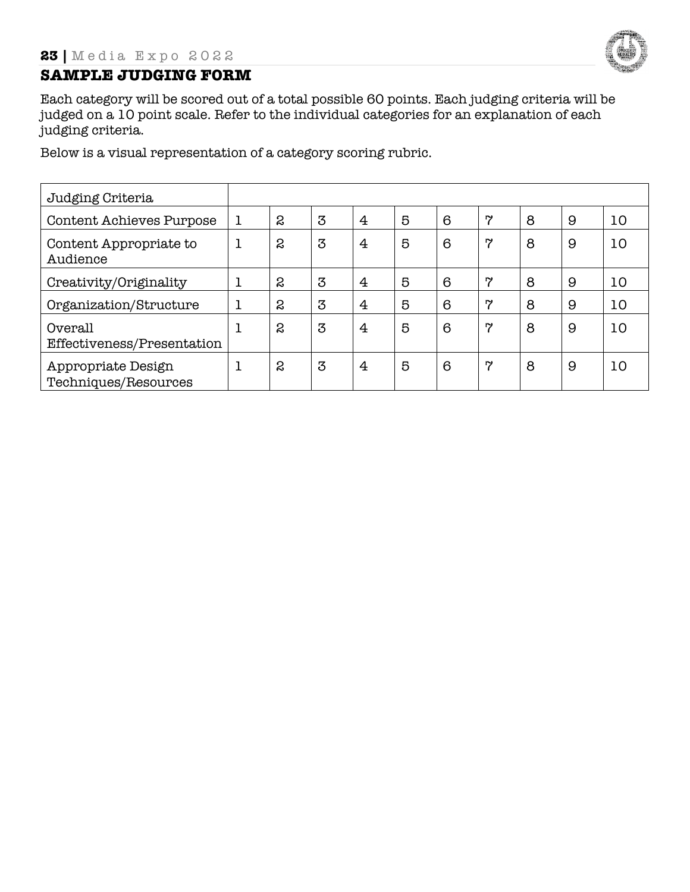## SAMPLE JUDGING FORM

Each category will be scored out of a total possible 60 points. Each judging criteria will be judged on a 10 point scale. Refer to the individual categories for an explanation of each judging criteria.

Below is a visual representation of a category scoring rubric.

| Judging Criteria | | | | | | | | | | |
|---|---|---|---|---|---|---|---|---|---|---|
| Content Achieves Purpose | 1 | 2 | 3 | 4 | 5 | 6 | 7 | 8 | 9 | 10 |
| Content Appropriate to Audience | 1 | 2 | 3 | 4 | 5 | 6 | 7 | 8 | 9 | 10 |
| Creativity/Originality | 1 | 2 | 3 | 4 | 5 | 6 | 7 | 8 | 9 | 10 |
| Organization/Structure | 1 | 2 | 3 | 4 | 5 | 6 | 7 | 8 | 9 | 10 |
| Overall Effectiveness/Presentation | 1 | 2 | 3 | 4 | 5 | 6 | 7 | 8 | 9 | 10 |
| Appropriate Design Techniques/Resources | 1 | 2 | 3 | 4 | 5 | 6 | 7 | 8 | 9 | 10 |